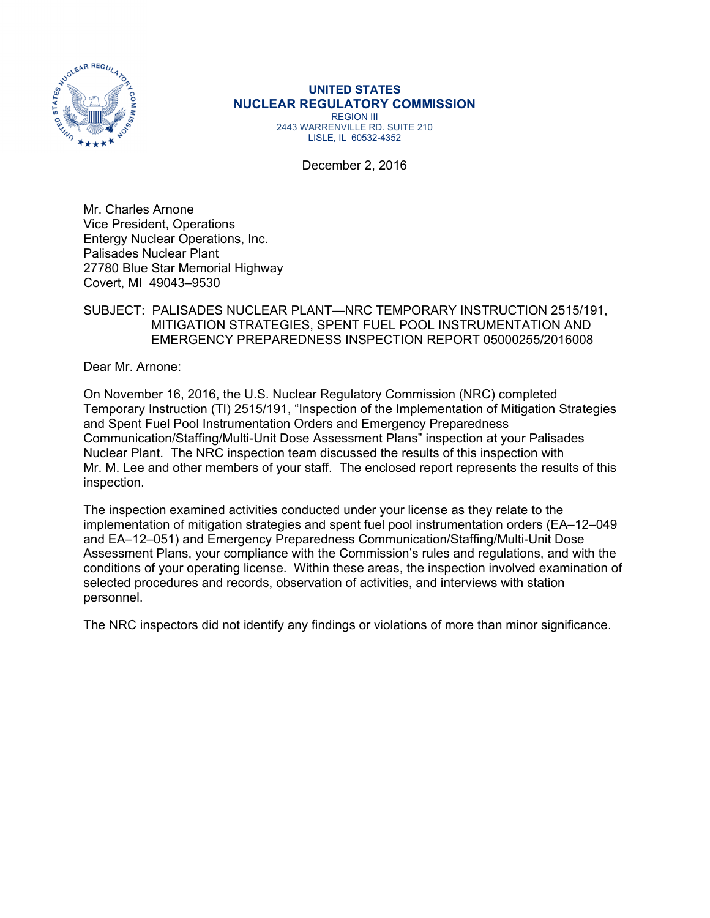**UNITED STATES**
**NUCLEAR REGULATORY COMMISSION**
REGION III
2443 WARRENVILLE RD. SUITE 210
LISLE, IL 60532-4352

December 2, 2016

Mr. Charles Arnone
Vice President, Operations
Entergy Nuclear Operations, Inc.
Palisades Nuclear Plant
27780 Blue Star Memorial Highway
Covert, MI 49043–9530

SUBJECT: PALISADES NUCLEAR PLANT—NRC TEMPORARY INSTRUCTION 2515/191, MITIGATION STRATEGIES, SPENT FUEL POOL INSTRUMENTATION AND EMERGENCY PREPAREDNESS INSPECTION REPORT 05000255/2016008

Dear Mr. Arnone:

On November 16, 2016, the U.S. Nuclear Regulatory Commission (NRC) completed Temporary Instruction (TI) 2515/191, "Inspection of the Implementation of Mitigation Strategies and Spent Fuel Pool Instrumentation Orders and Emergency Preparedness Communication/Staffing/Multi-Unit Dose Assessment Plans" inspection at your Palisades Nuclear Plant. The NRC inspection team discussed the results of this inspection with Mr. M. Lee and other members of your staff. The enclosed report represents the results of this inspection.

The inspection examined activities conducted under your license as they relate to the implementation of mitigation strategies and spent fuel pool instrumentation orders (EA–12–049 and EA–12–051) and Emergency Preparedness Communication/Staffing/Multi-Unit Dose Assessment Plans, your compliance with the Commission's rules and regulations, and with the conditions of your operating license. Within these areas, the inspection involved examination of selected procedures and records, observation of activities, and interviews with station personnel.

The NRC inspectors did not identify any findings or violations of more than minor significance.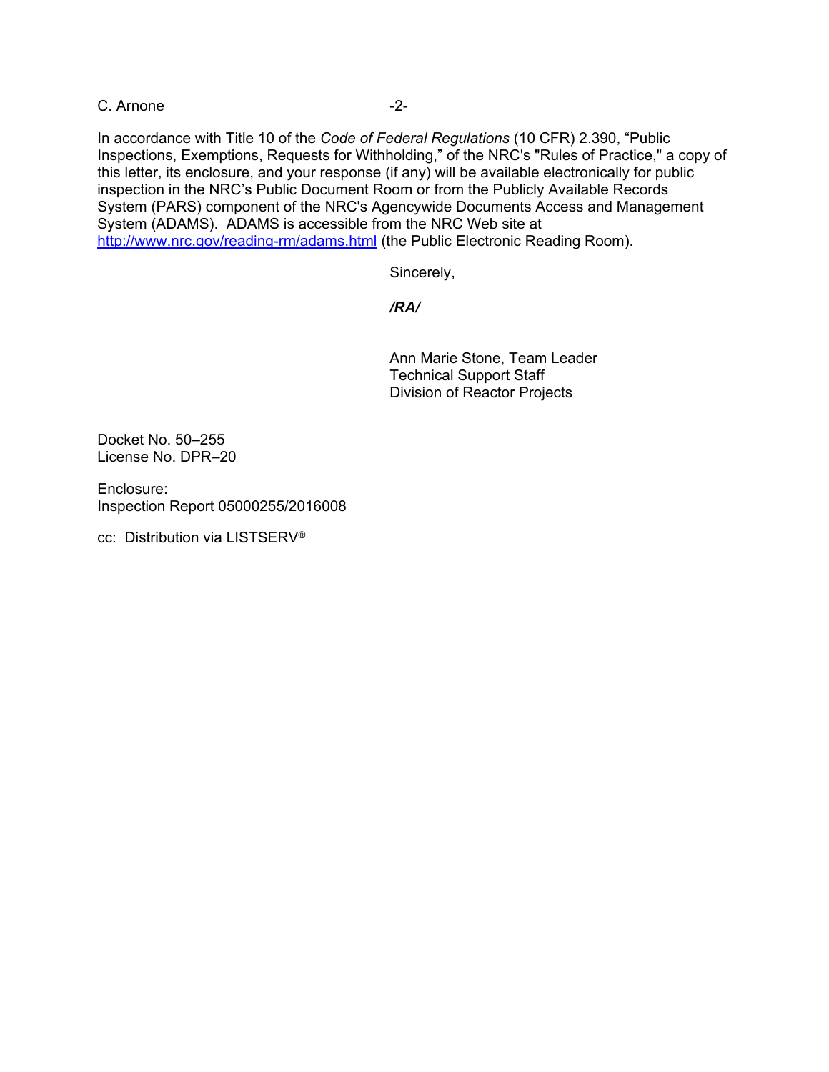In accordance with Title 10 of the *Code of Federal Regulations* (10 CFR) 2.390, "Public Inspections, Exemptions, Requests for Withholding," of the NRC's "Rules of Practice," a copy of this letter, its enclosure, and your response (if any) will be available electronically for public inspection in the NRC's Public Document Room or from the Publicly Available Records System (PARS) component of the NRC's Agencywide Documents Access and Management System (ADAMS). ADAMS is accessible from the NRC Web site at http://www.nrc.gov/reading-rm/adams.html (the Public Electronic Reading Room).

Sincerely,

***/RA/***

Ann Marie Stone, Team Leader
Technical Support Staff
Division of Reactor Projects

Docket No. 50–255
License No. DPR–20

Enclosure:
Inspection Report 05000255/2016008

cc: Distribution via LISTSERV®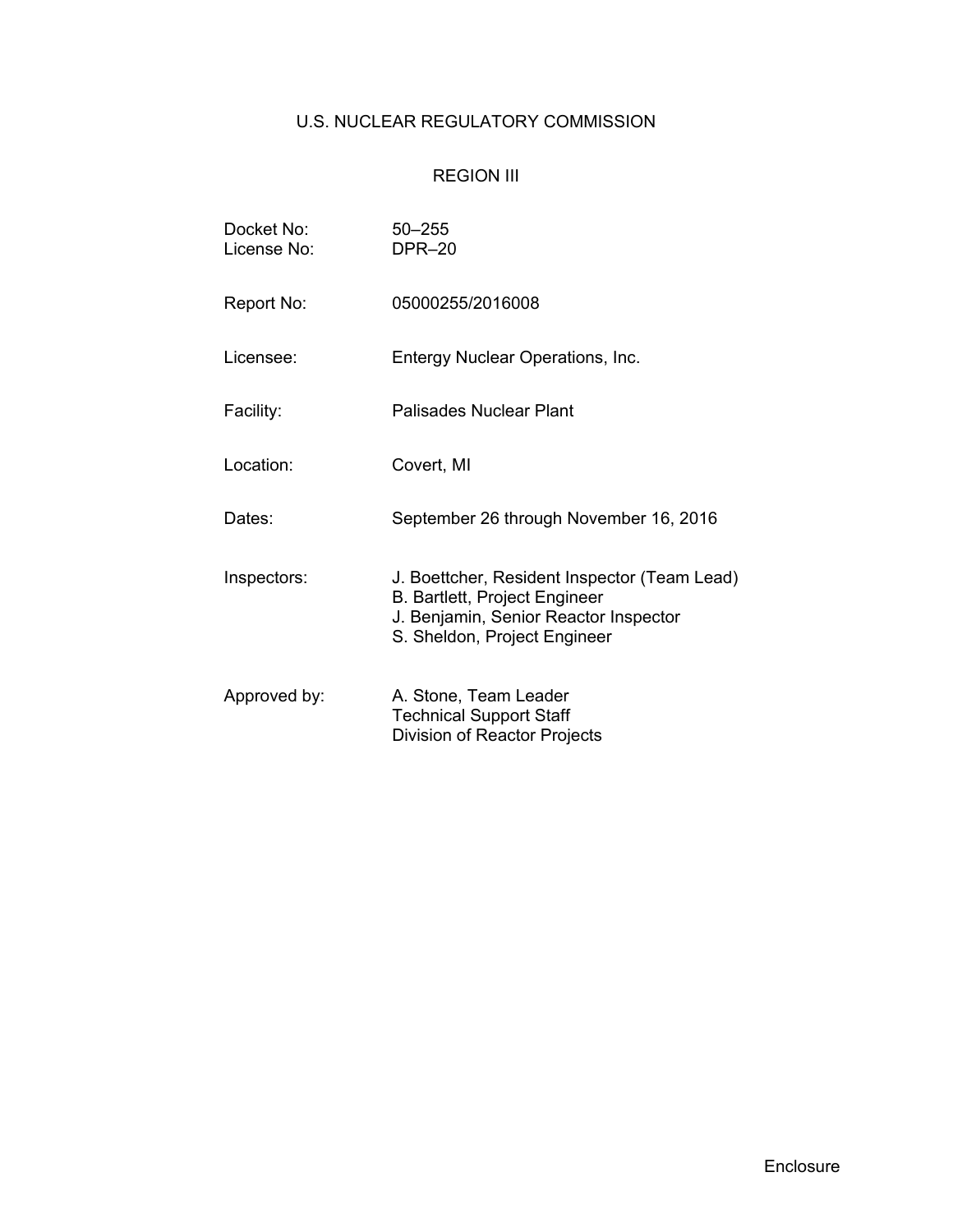U.S. NUCLEAR REGULATORY COMMISSION

REGION III

Docket No: 50–255
License No: DPR–20

Report No: 05000255/2016008

Licensee: Entergy Nuclear Operations, Inc.

Facility: Palisades Nuclear Plant

Location: Covert, MI

Dates: September 26 through November 16, 2016

Inspectors: J. Boettcher, Resident Inspector (Team Lead)
B. Bartlett, Project Engineer
J. Benjamin, Senior Reactor Inspector
S. Sheldon, Project Engineer

Approved by: A. Stone, Team Leader
Technical Support Staff
Division of Reactor Projects

Enclosure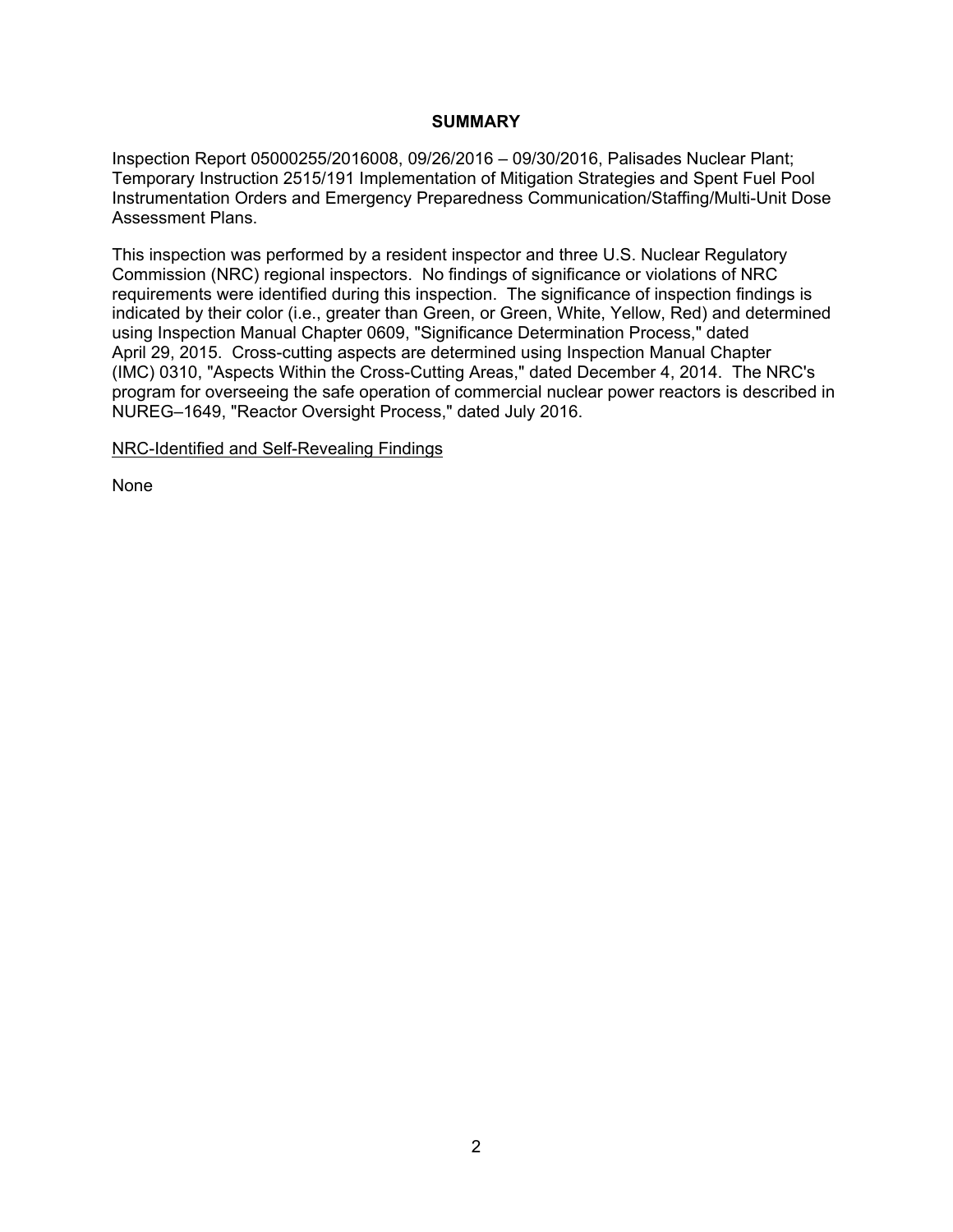## SUMMARY

Inspection Report 05000255/2016008, 09/26/2016 – 09/30/2016, Palisades Nuclear Plant; Temporary Instruction 2515/191 Implementation of Mitigation Strategies and Spent Fuel Pool Instrumentation Orders and Emergency Preparedness Communication/Staffing/Multi-Unit Dose Assessment Plans.

This inspection was performed by a resident inspector and three U.S. Nuclear Regulatory Commission (NRC) regional inspectors. No findings of significance or violations of NRC requirements were identified during this inspection. The significance of inspection findings is indicated by their color (i.e., greater than Green, or Green, White, Yellow, Red) and determined using Inspection Manual Chapter 0609, "Significance Determination Process," dated April 29, 2015. Cross-cutting aspects are determined using Inspection Manual Chapter (IMC) 0310, "Aspects Within the Cross-Cutting Areas," dated December 4, 2014. The NRC's program for overseeing the safe operation of commercial nuclear power reactors is described in NUREG–1649, "Reactor Oversight Process," dated July 2016.

NRC-Identified and Self-Revealing Findings

None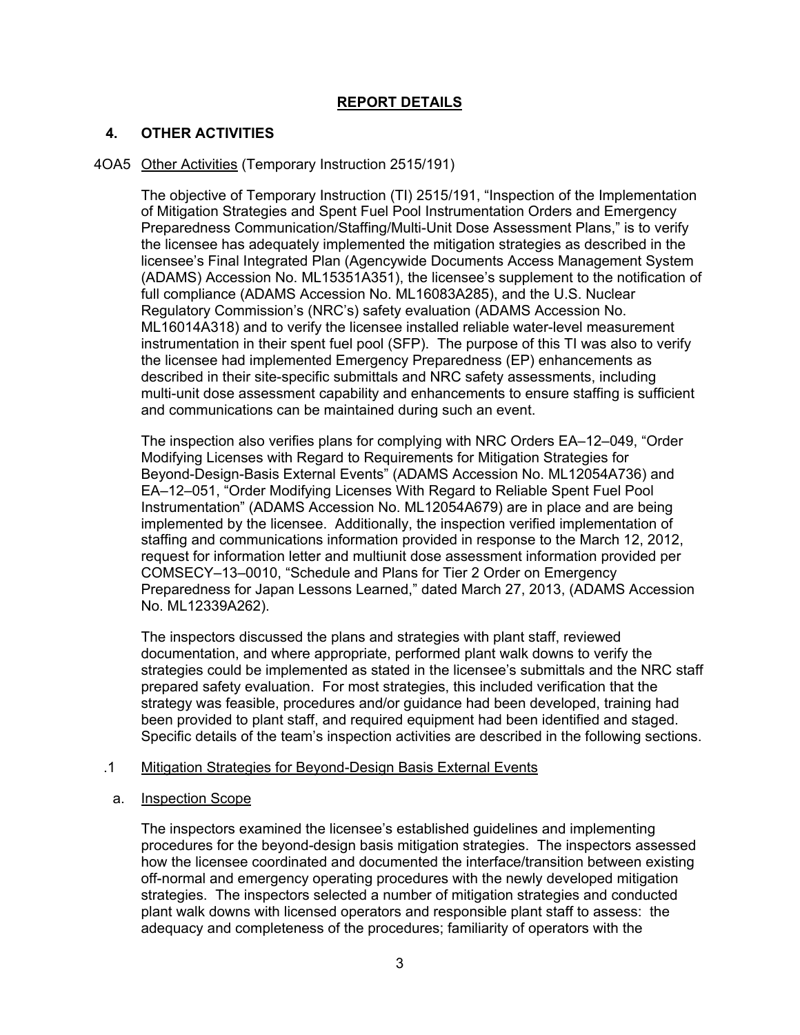## REPORT DETAILS

### 4. OTHER ACTIVITIES

4OA5 Other Activities (Temporary Instruction 2515/191)

The objective of Temporary Instruction (TI) 2515/191, "Inspection of the Implementation of Mitigation Strategies and Spent Fuel Pool Instrumentation Orders and Emergency Preparedness Communication/Staffing/Multi-Unit Dose Assessment Plans," is to verify the licensee has adequately implemented the mitigation strategies as described in the licensee's Final Integrated Plan (Agencywide Documents Access Management System (ADAMS) Accession No. ML15351A351), the licensee's supplement to the notification of full compliance (ADAMS Accession No. ML16083A285), and the U.S. Nuclear Regulatory Commission's (NRC's) safety evaluation (ADAMS Accession No. ML16014A318) and to verify the licensee installed reliable water-level measurement instrumentation in their spent fuel pool (SFP). The purpose of this TI was also to verify the licensee had implemented Emergency Preparedness (EP) enhancements as described in their site-specific submittals and NRC safety assessments, including multi-unit dose assessment capability and enhancements to ensure staffing is sufficient and communications can be maintained during such an event.

The inspection also verifies plans for complying with NRC Orders EA–12–049, "Order Modifying Licenses with Regard to Requirements for Mitigation Strategies for Beyond-Design-Basis External Events" (ADAMS Accession No. ML12054A736) and EA–12–051, "Order Modifying Licenses With Regard to Reliable Spent Fuel Pool Instrumentation" (ADAMS Accession No. ML12054A679) are in place and are being implemented by the licensee. Additionally, the inspection verified implementation of staffing and communications information provided in response to the March 12, 2012, request for information letter and multiunit dose assessment information provided per COMSECY–13–0010, "Schedule and Plans for Tier 2 Order on Emergency Preparedness for Japan Lessons Learned," dated March 27, 2013, (ADAMS Accession No. ML12339A262).

The inspectors discussed the plans and strategies with plant staff, reviewed documentation, and where appropriate, performed plant walk downs to verify the strategies could be implemented as stated in the licensee's submittals and the NRC staff prepared safety evaluation. For most strategies, this included verification that the strategy was feasible, procedures and/or guidance had been developed, training had been provided to plant staff, and required equipment had been identified and staged. Specific details of the team's inspection activities are described in the following sections.

.1 Mitigation Strategies for Beyond-Design Basis External Events

a. Inspection Scope

The inspectors examined the licensee's established guidelines and implementing procedures for the beyond-design basis mitigation strategies. The inspectors assessed how the licensee coordinated and documented the interface/transition between existing off-normal and emergency operating procedures with the newly developed mitigation strategies. The inspectors selected a number of mitigation strategies and conducted plant walk downs with licensed operators and responsible plant staff to assess: the adequacy and completeness of the procedures; familiarity of operators with the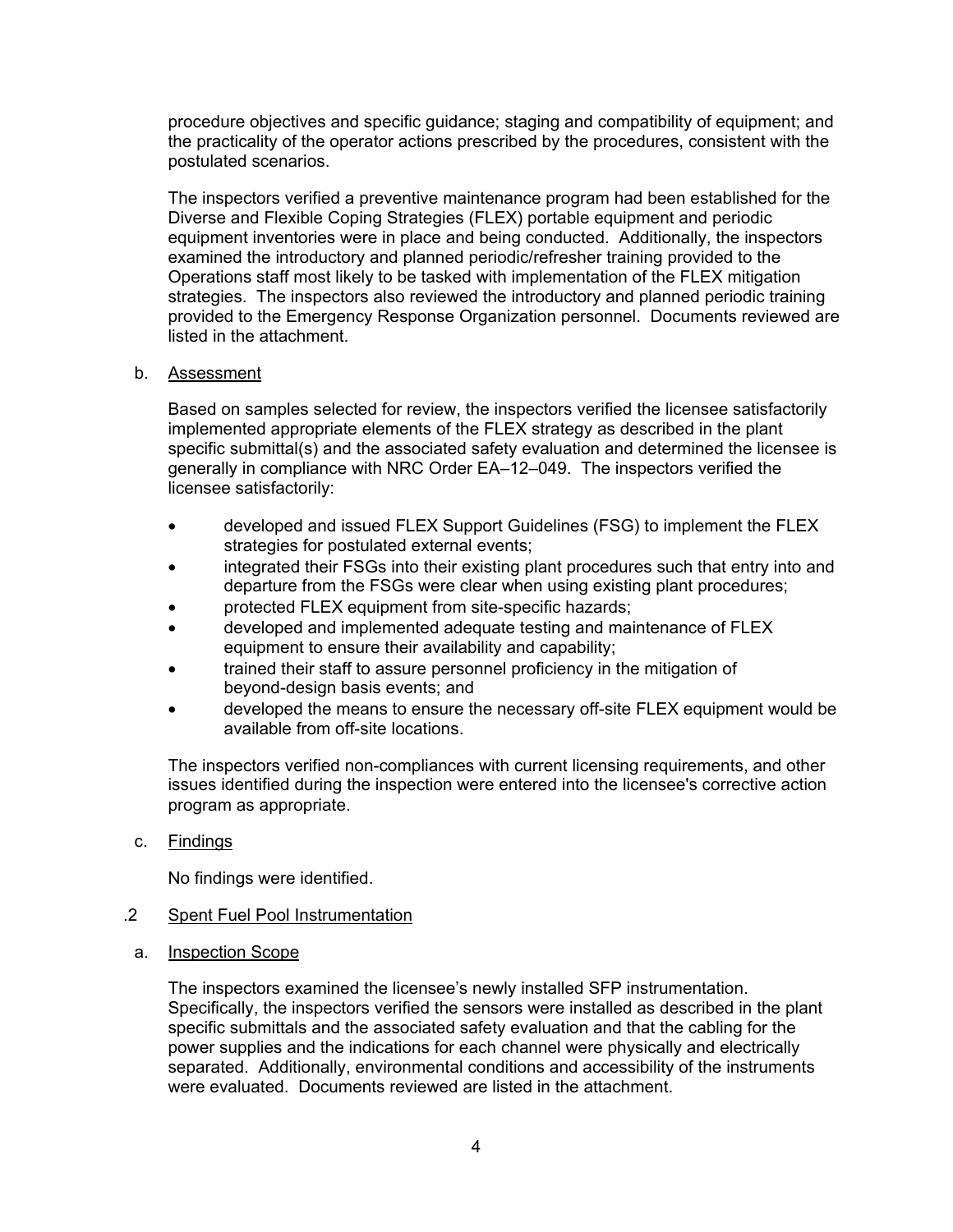procedure objectives and specific guidance; staging and compatibility of equipment; and the practicality of the operator actions prescribed by the procedures, consistent with the postulated scenarios.

The inspectors verified a preventive maintenance program had been established for the Diverse and Flexible Coping Strategies (FLEX) portable equipment and periodic equipment inventories were in place and being conducted. Additionally, the inspectors examined the introductory and planned periodic/refresher training provided to the Operations staff most likely to be tasked with implementation of the FLEX mitigation strategies. The inspectors also reviewed the introductory and planned periodic training provided to the Emergency Response Organization personnel. Documents reviewed are listed in the attachment.

b. Assessment

Based on samples selected for review, the inspectors verified the licensee satisfactorily implemented appropriate elements of the FLEX strategy as described in the plant specific submittal(s) and the associated safety evaluation and determined the licensee is generally in compliance with NRC Order EA–12–049. The inspectors verified the licensee satisfactorily:

- developed and issued FLEX Support Guidelines (FSG) to implement the FLEX strategies for postulated external events;
- integrated their FSGs into their existing plant procedures such that entry into and departure from the FSGs were clear when using existing plant procedures;
- protected FLEX equipment from site-specific hazards;
- developed and implemented adequate testing and maintenance of FLEX equipment to ensure their availability and capability;
- trained their staff to assure personnel proficiency in the mitigation of beyond-design basis events; and
- developed the means to ensure the necessary off-site FLEX equipment would be available from off-site locations.

The inspectors verified non-compliances with current licensing requirements, and other issues identified during the inspection were entered into the licensee's corrective action program as appropriate.

c. Findings

No findings were identified.

.2 Spent Fuel Pool Instrumentation

a. Inspection Scope

The inspectors examined the licensee's newly installed SFP instrumentation. Specifically, the inspectors verified the sensors were installed as described in the plant specific submittals and the associated safety evaluation and that the cabling for the power supplies and the indications for each channel were physically and electrically separated. Additionally, environmental conditions and accessibility of the instruments were evaluated. Documents reviewed are listed in the attachment.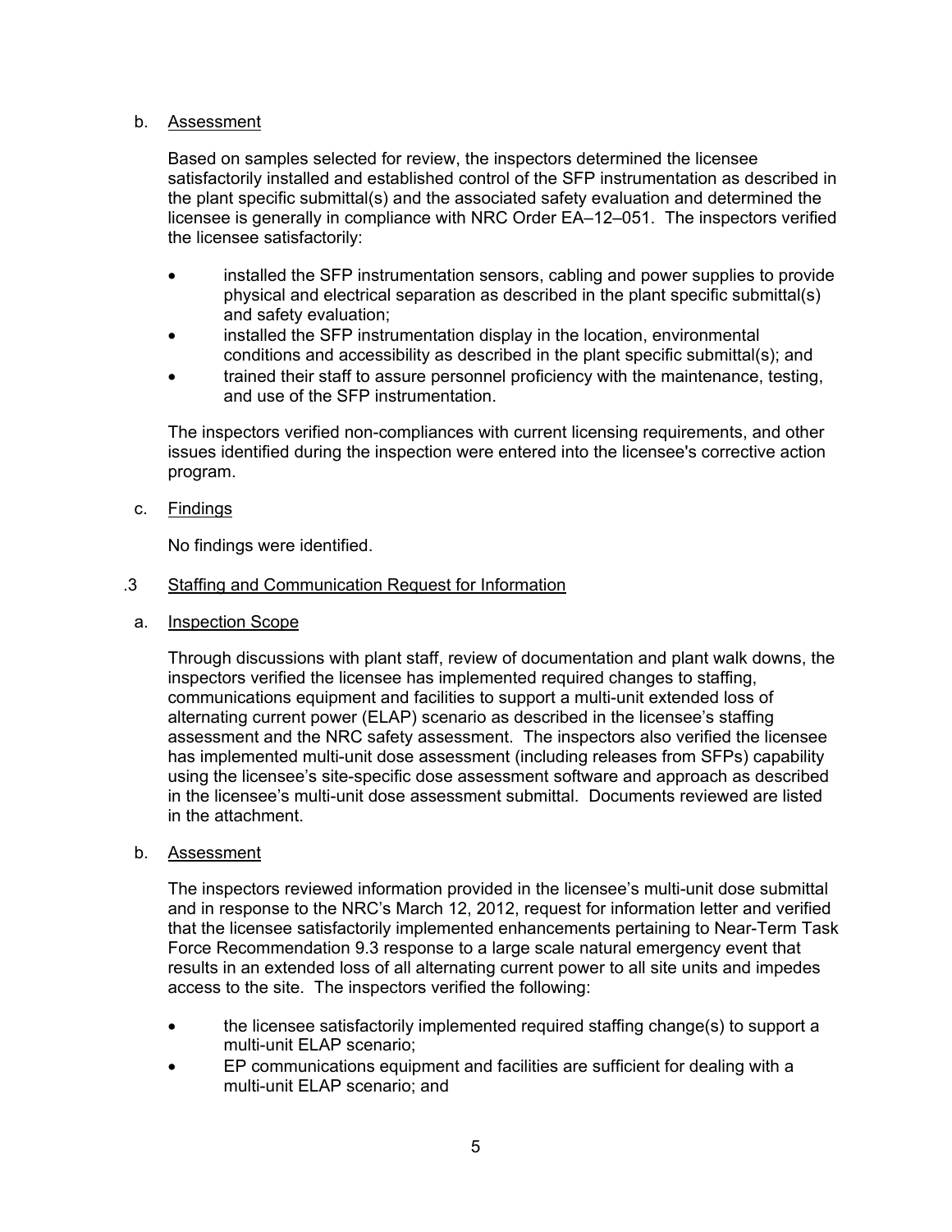b. Assessment

Based on samples selected for review, the inspectors determined the licensee satisfactorily installed and established control of the SFP instrumentation as described in the plant specific submittal(s) and the associated safety evaluation and determined the licensee is generally in compliance with NRC Order EA–12–051. The inspectors verified the licensee satisfactorily:

- installed the SFP instrumentation sensors, cabling and power supplies to provide physical and electrical separation as described in the plant specific submittal(s) and safety evaluation;
- installed the SFP instrumentation display in the location, environmental conditions and accessibility as described in the plant specific submittal(s); and
- trained their staff to assure personnel proficiency with the maintenance, testing, and use of the SFP instrumentation.

The inspectors verified non-compliances with current licensing requirements, and other issues identified during the inspection were entered into the licensee's corrective action program.

c. Findings

No findings were identified.

.3 Staffing and Communication Request for Information

a. Inspection Scope

Through discussions with plant staff, review of documentation and plant walk downs, the inspectors verified the licensee has implemented required changes to staffing, communications equipment and facilities to support a multi-unit extended loss of alternating current power (ELAP) scenario as described in the licensee's staffing assessment and the NRC safety assessment. The inspectors also verified the licensee has implemented multi-unit dose assessment (including releases from SFPs) capability using the licensee's site-specific dose assessment software and approach as described in the licensee's multi-unit dose assessment submittal. Documents reviewed are listed in the attachment.

b. Assessment

The inspectors reviewed information provided in the licensee's multi-unit dose submittal and in response to the NRC's March 12, 2012, request for information letter and verified that the licensee satisfactorily implemented enhancements pertaining to Near-Term Task Force Recommendation 9.3 response to a large scale natural emergency event that results in an extended loss of all alternating current power to all site units and impedes access to the site. The inspectors verified the following:

- the licensee satisfactorily implemented required staffing change(s) to support a multi-unit ELAP scenario;
- EP communications equipment and facilities are sufficient for dealing with a multi-unit ELAP scenario; and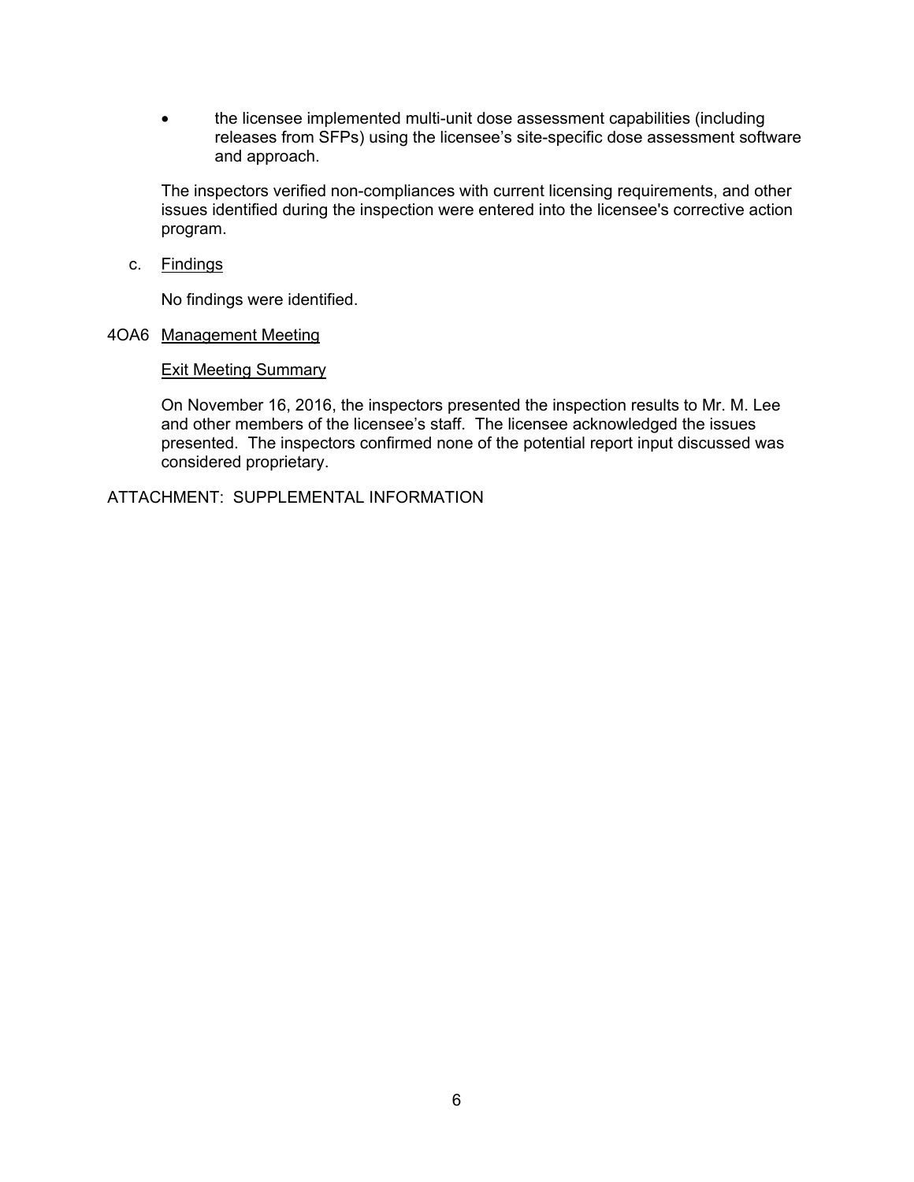- the licensee implemented multi-unit dose assessment capabilities (including releases from SFPs) using the licensee's site-specific dose assessment software and approach.

The inspectors verified non-compliances with current licensing requirements, and other issues identified during the inspection were entered into the licensee's corrective action program.

c. Findings

No findings were identified.

4OA6 Management Meeting

Exit Meeting Summary

On November 16, 2016, the inspectors presented the inspection results to Mr. M. Lee and other members of the licensee's staff. The licensee acknowledged the issues presented. The inspectors confirmed none of the potential report input discussed was considered proprietary.

ATTACHMENT: SUPPLEMENTAL INFORMATION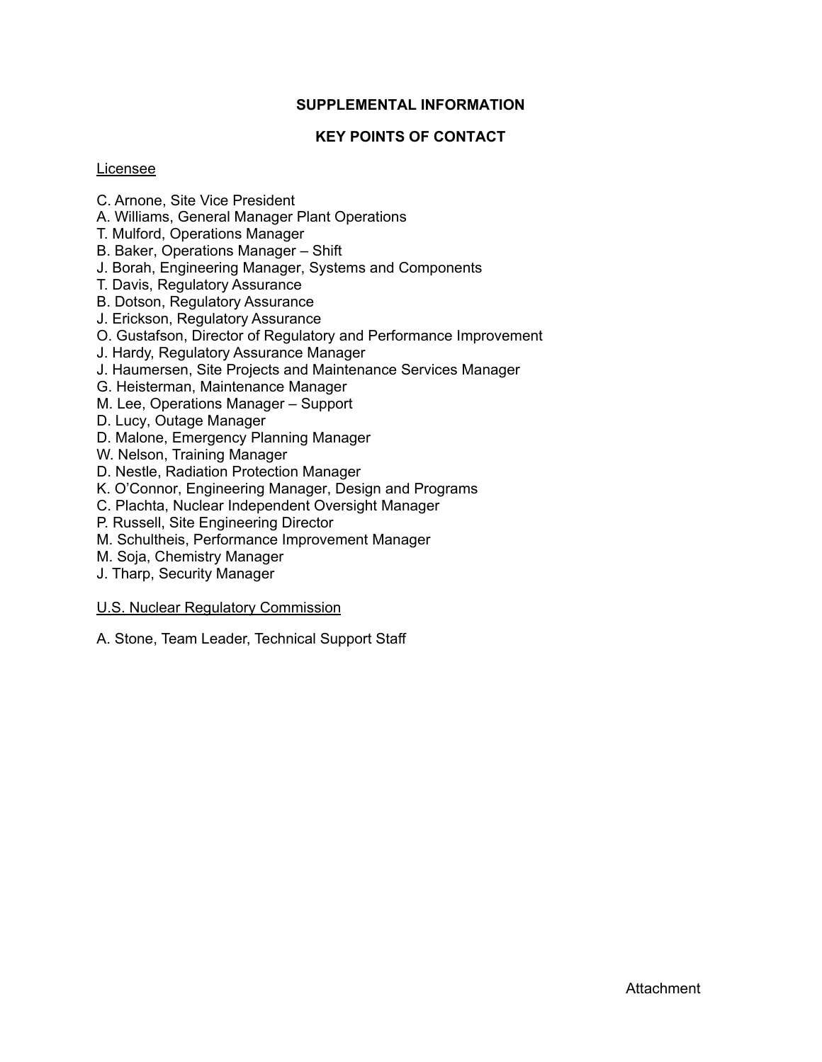## SUPPLEMENTAL INFORMATION

## KEY POINTS OF CONTACT

Licensee

C. Arnone, Site Vice President
A. Williams, General Manager Plant Operations
T. Mulford, Operations Manager
B. Baker, Operations Manager – Shift
J. Borah, Engineering Manager, Systems and Components
T. Davis, Regulatory Assurance
B. Dotson, Regulatory Assurance
J. Erickson, Regulatory Assurance
O. Gustafson, Director of Regulatory and Performance Improvement
J. Hardy, Regulatory Assurance Manager
J. Haumersen, Site Projects and Maintenance Services Manager
G. Heisterman, Maintenance Manager
M. Lee, Operations Manager – Support
D. Lucy, Outage Manager
D. Malone, Emergency Planning Manager
W. Nelson, Training Manager
D. Nestle, Radiation Protection Manager
K. O'Connor, Engineering Manager, Design and Programs
C. Plachta, Nuclear Independent Oversight Manager
P. Russell, Site Engineering Director
M. Schultheis, Performance Improvement Manager
M. Soja, Chemistry Manager
J. Tharp, Security Manager

U.S. Nuclear Regulatory Commission

A. Stone, Team Leader, Technical Support Staff

Attachment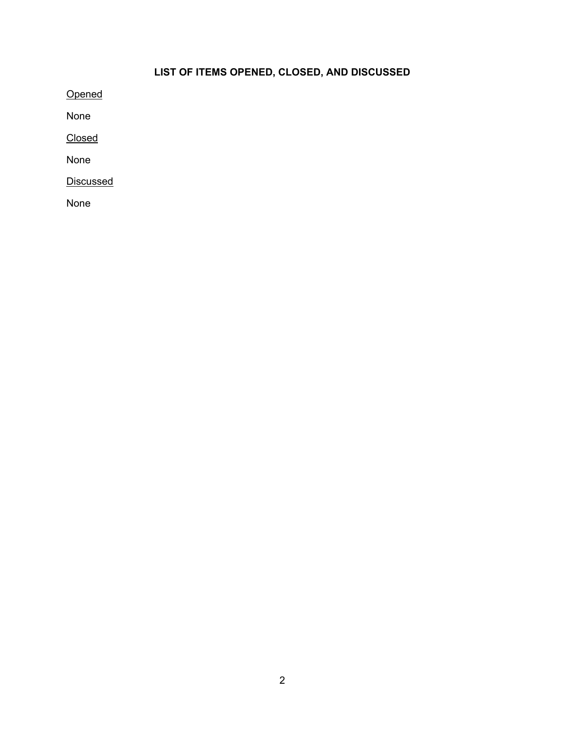## LIST OF ITEMS OPENED, CLOSED, AND DISCUSSED

Opened

None

Closed

None

Discussed

None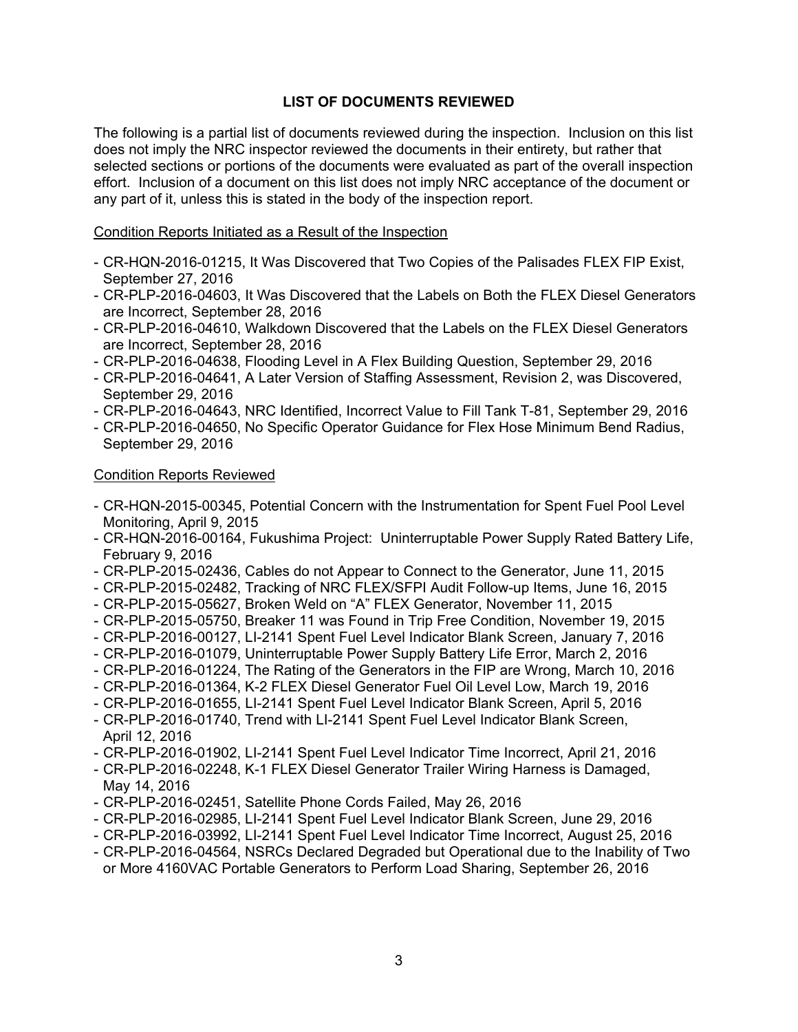## LIST OF DOCUMENTS REVIEWED

The following is a partial list of documents reviewed during the inspection. Inclusion on this list does not imply the NRC inspector reviewed the documents in their entirety, but rather that selected sections or portions of the documents were evaluated as part of the overall inspection effort. Inclusion of a document on this list does not imply NRC acceptance of the document or any part of it, unless this is stated in the body of the inspection report.

Condition Reports Initiated as a Result of the Inspection

- CR-HQN-2016-01215, It Was Discovered that Two Copies of the Palisades FLEX FIP Exist, September 27, 2016
- CR-PLP-2016-04603, It Was Discovered that the Labels on Both the FLEX Diesel Generators are Incorrect, September 28, 2016
- CR-PLP-2016-04610, Walkdown Discovered that the Labels on the FLEX Diesel Generators are Incorrect, September 28, 2016
- CR-PLP-2016-04638, Flooding Level in A Flex Building Question, September 29, 2016
- CR-PLP-2016-04641, A Later Version of Staffing Assessment, Revision 2, was Discovered, September 29, 2016
- CR-PLP-2016-04643, NRC Identified, Incorrect Value to Fill Tank T-81, September 29, 2016
- CR-PLP-2016-04650, No Specific Operator Guidance for Flex Hose Minimum Bend Radius, September 29, 2016

Condition Reports Reviewed

- CR-HQN-2015-00345, Potential Concern with the Instrumentation for Spent Fuel Pool Level Monitoring, April 9, 2015
- CR-HQN-2016-00164, Fukushima Project: Uninterruptable Power Supply Rated Battery Life, February 9, 2016
- CR-PLP-2015-02436, Cables do not Appear to Connect to the Generator, June 11, 2015
- CR-PLP-2015-02482, Tracking of NRC FLEX/SFPI Audit Follow-up Items, June 16, 2015
- CR-PLP-2015-05627, Broken Weld on "A" FLEX Generator, November 11, 2015
- CR-PLP-2015-05750, Breaker 11 was Found in Trip Free Condition, November 19, 2015
- CR-PLP-2016-00127, LI-2141 Spent Fuel Level Indicator Blank Screen, January 7, 2016
- CR-PLP-2016-01079, Uninterruptable Power Supply Battery Life Error, March 2, 2016
- CR-PLP-2016-01224, The Rating of the Generators in the FIP are Wrong, March 10, 2016
- CR-PLP-2016-01364, K-2 FLEX Diesel Generator Fuel Oil Level Low, March 19, 2016
- CR-PLP-2016-01655, LI-2141 Spent Fuel Level Indicator Blank Screen, April 5, 2016
- CR-PLP-2016-01740, Trend with LI-2141 Spent Fuel Level Indicator Blank Screen, April 12, 2016
- CR-PLP-2016-01902, LI-2141 Spent Fuel Level Indicator Time Incorrect, April 21, 2016
- CR-PLP-2016-02248, K-1 FLEX Diesel Generator Trailer Wiring Harness is Damaged, May 14, 2016
- CR-PLP-2016-02451, Satellite Phone Cords Failed, May 26, 2016
- CR-PLP-2016-02985, LI-2141 Spent Fuel Level Indicator Blank Screen, June 29, 2016
- CR-PLP-2016-03992, LI-2141 Spent Fuel Level Indicator Time Incorrect, August 25, 2016
- CR-PLP-2016-04564, NSRCs Declared Degraded but Operational due to the Inability of Two or More 4160VAC Portable Generators to Perform Load Sharing, September 26, 2016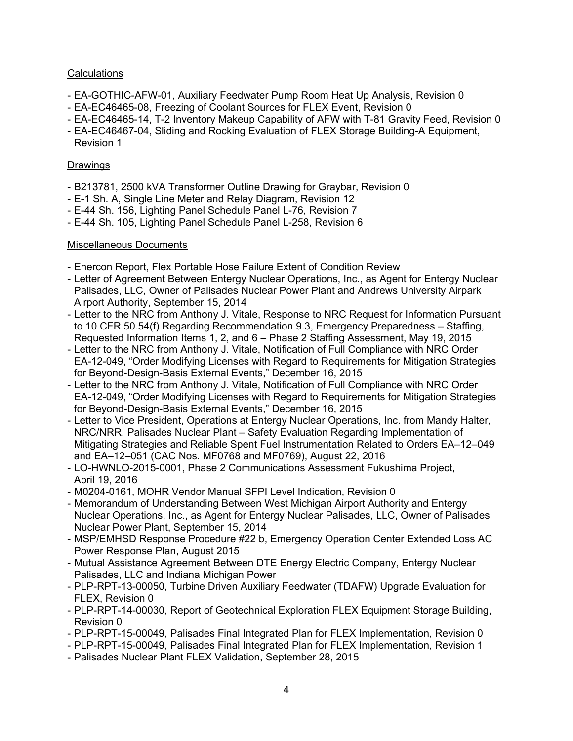Calculations

- EA-GOTHIC-AFW-01, Auxiliary Feedwater Pump Room Heat Up Analysis, Revision 0
- EA-EC46465-08, Freezing of Coolant Sources for FLEX Event, Revision 0
- EA-EC46465-14, T-2 Inventory Makeup Capability of AFW with T-81 Gravity Feed, Revision 0
- EA-EC46467-04, Sliding and Rocking Evaluation of FLEX Storage Building-A Equipment, Revision 1

Drawings

- B213781, 2500 kVA Transformer Outline Drawing for Graybar, Revision 0
- E-1 Sh. A, Single Line Meter and Relay Diagram, Revision 12
- E-44 Sh. 156, Lighting Panel Schedule Panel L-76, Revision 7
- E-44 Sh. 105, Lighting Panel Schedule Panel L-258, Revision 6

Miscellaneous Documents

- Enercon Report, Flex Portable Hose Failure Extent of Condition Review
- Letter of Agreement Between Entergy Nuclear Operations, Inc., as Agent for Entergy Nuclear Palisades, LLC, Owner of Palisades Nuclear Power Plant and Andrews University Airpark Airport Authority, September 15, 2014
- Letter to the NRC from Anthony J. Vitale, Response to NRC Request for Information Pursuant to 10 CFR 50.54(f) Regarding Recommendation 9.3, Emergency Preparedness – Staffing, Requested Information Items 1, 2, and 6 – Phase 2 Staffing Assessment, May 19, 2015
- Letter to the NRC from Anthony J. Vitale, Notification of Full Compliance with NRC Order EA-12-049, "Order Modifying Licenses with Regard to Requirements for Mitigation Strategies for Beyond-Design-Basis External Events," December 16, 2015
- Letter to the NRC from Anthony J. Vitale, Notification of Full Compliance with NRC Order EA-12-049, "Order Modifying Licenses with Regard to Requirements for Mitigation Strategies for Beyond-Design-Basis External Events," December 16, 2015
- Letter to Vice President, Operations at Entergy Nuclear Operations, Inc. from Mandy Halter, NRC/NRR, Palisades Nuclear Plant – Safety Evaluation Regarding Implementation of Mitigating Strategies and Reliable Spent Fuel Instrumentation Related to Orders EA–12–049 and EA–12–051 (CAC Nos. MF0768 and MF0769), August 22, 2016
- LO-HWNLO-2015-0001, Phase 2 Communications Assessment Fukushima Project, April 19, 2016
- M0204-0161, MOHR Vendor Manual SFPI Level Indication, Revision 0
- Memorandum of Understanding Between West Michigan Airport Authority and Entergy Nuclear Operations, Inc., as Agent for Entergy Nuclear Palisades, LLC, Owner of Palisades Nuclear Power Plant, September 15, 2014
- MSP/EMHSD Response Procedure #22 b, Emergency Operation Center Extended Loss AC Power Response Plan, August 2015
- Mutual Assistance Agreement Between DTE Energy Electric Company, Entergy Nuclear Palisades, LLC and Indiana Michigan Power
- PLP-RPT-13-00050, Turbine Driven Auxiliary Feedwater (TDAFW) Upgrade Evaluation for FLEX, Revision 0
- PLP-RPT-14-00030, Report of Geotechnical Exploration FLEX Equipment Storage Building, Revision 0
- PLP-RPT-15-00049, Palisades Final Integrated Plan for FLEX Implementation, Revision 0
- PLP-RPT-15-00049, Palisades Final Integrated Plan for FLEX Implementation, Revision 1
- Palisades Nuclear Plant FLEX Validation, September 28, 2015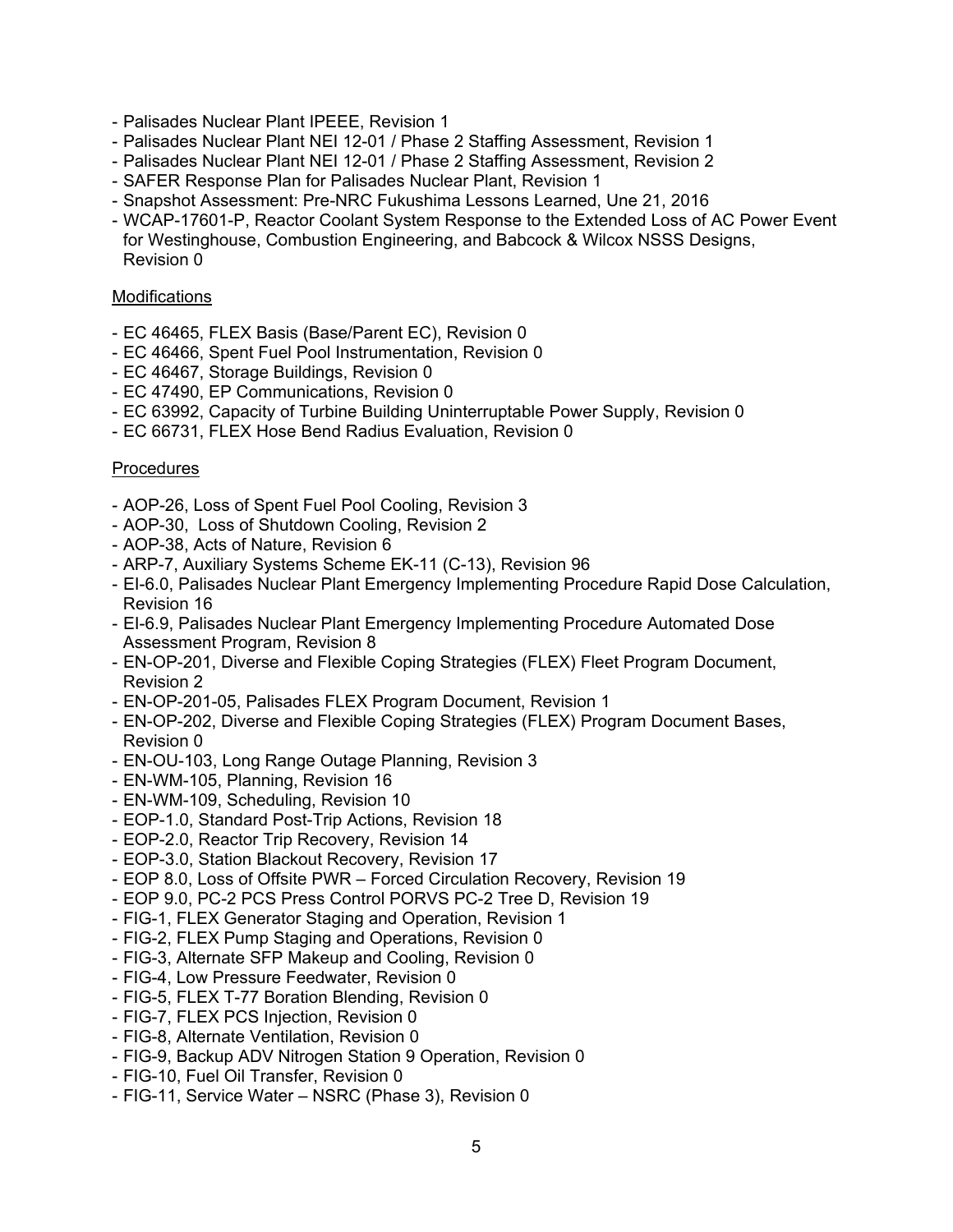- Palisades Nuclear Plant IPEEE, Revision 1
- Palisades Nuclear Plant NEI 12-01 / Phase 2 Staffing Assessment, Revision 1
- Palisades Nuclear Plant NEI 12-01 / Phase 2 Staffing Assessment, Revision 2
- SAFER Response Plan for Palisades Nuclear Plant, Revision 1
- Snapshot Assessment: Pre-NRC Fukushima Lessons Learned, Une 21, 2016
- WCAP-17601-P, Reactor Coolant System Response to the Extended Loss of AC Power Event for Westinghouse, Combustion Engineering, and Babcock & Wilcox NSSS Designs, Revision 0

Modifications

- EC 46465, FLEX Basis (Base/Parent EC), Revision 0
- EC 46466, Spent Fuel Pool Instrumentation, Revision 0
- EC 46467, Storage Buildings, Revision 0
- EC 47490, EP Communications, Revision 0
- EC 63992, Capacity of Turbine Building Uninterruptable Power Supply, Revision 0
- EC 66731, FLEX Hose Bend Radius Evaluation, Revision 0

Procedures

- AOP-26, Loss of Spent Fuel Pool Cooling, Revision 3
- AOP-30, Loss of Shutdown Cooling, Revision 2
- AOP-38, Acts of Nature, Revision 6
- ARP-7, Auxiliary Systems Scheme EK-11 (C-13), Revision 96
- EI-6.0, Palisades Nuclear Plant Emergency Implementing Procedure Rapid Dose Calculation, Revision 16
- EI-6.9, Palisades Nuclear Plant Emergency Implementing Procedure Automated Dose Assessment Program, Revision 8
- EN-OP-201, Diverse and Flexible Coping Strategies (FLEX) Fleet Program Document, Revision 2
- EN-OP-201-05, Palisades FLEX Program Document, Revision 1
- EN-OP-202, Diverse and Flexible Coping Strategies (FLEX) Program Document Bases, Revision 0
- EN-OU-103, Long Range Outage Planning, Revision 3
- EN-WM-105, Planning, Revision 16
- EN-WM-109, Scheduling, Revision 10
- EOP-1.0, Standard Post-Trip Actions, Revision 18
- EOP-2.0, Reactor Trip Recovery, Revision 14
- EOP-3.0, Station Blackout Recovery, Revision 17
- EOP 8.0, Loss of Offsite PWR – Forced Circulation Recovery, Revision 19
- EOP 9.0, PC-2 PCS Press Control PORVS PC-2 Tree D, Revision 19
- FIG-1, FLEX Generator Staging and Operation, Revision 1
- FIG-2, FLEX Pump Staging and Operations, Revision 0
- FIG-3, Alternate SFP Makeup and Cooling, Revision 0
- FIG-4, Low Pressure Feedwater, Revision 0
- FIG-5, FLEX T-77 Boration Blending, Revision 0
- FIG-7, FLEX PCS Injection, Revision 0
- FIG-8, Alternate Ventilation, Revision 0
- FIG-9, Backup ADV Nitrogen Station 9 Operation, Revision 0
- FIG-10, Fuel Oil Transfer, Revision 0
- FIG-11, Service Water – NSRC (Phase 3), Revision 0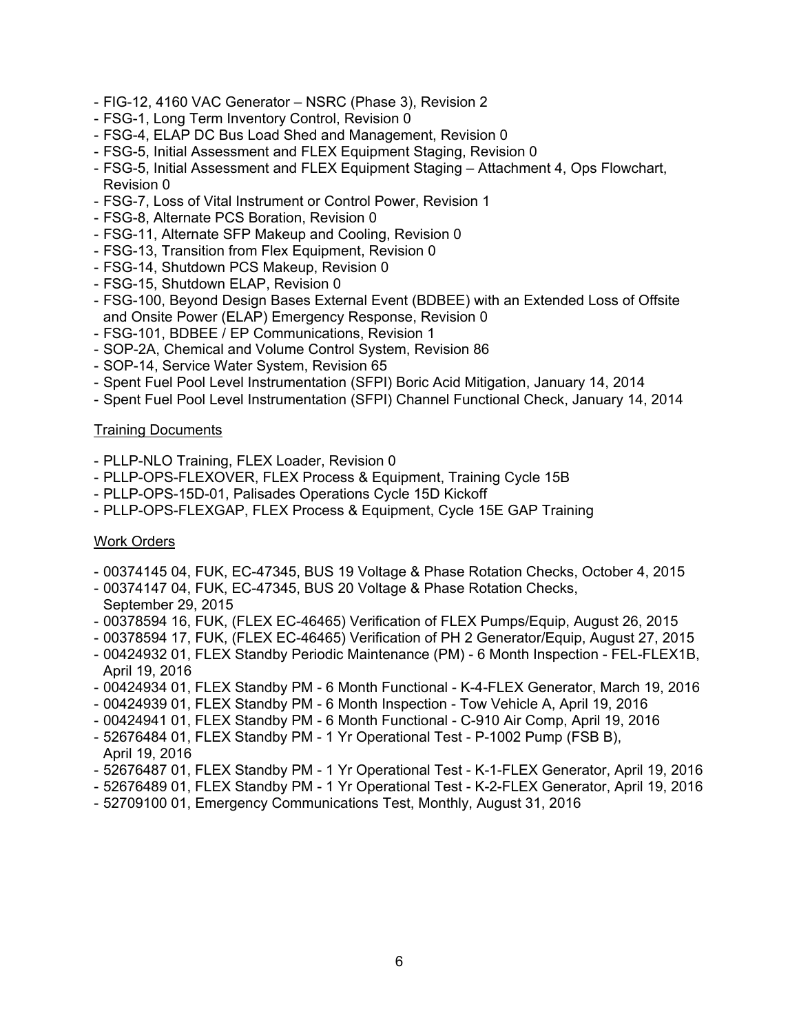- FIG-12, 4160 VAC Generator – NSRC (Phase 3), Revision 2
- FSG-1, Long Term Inventory Control, Revision 0
- FSG-4, ELAP DC Bus Load Shed and Management, Revision 0
- FSG-5, Initial Assessment and FLEX Equipment Staging, Revision 0
- FSG-5, Initial Assessment and FLEX Equipment Staging – Attachment 4, Ops Flowchart, Revision 0
- FSG-7, Loss of Vital Instrument or Control Power, Revision 1
- FSG-8, Alternate PCS Boration, Revision 0
- FSG-11, Alternate SFP Makeup and Cooling, Revision 0
- FSG-13, Transition from Flex Equipment, Revision 0
- FSG-14, Shutdown PCS Makeup, Revision 0
- FSG-15, Shutdown ELAP, Revision 0
- FSG-100, Beyond Design Bases External Event (BDBEE) with an Extended Loss of Offsite and Onsite Power (ELAP) Emergency Response, Revision 0
- FSG-101, BDBEE / EP Communications, Revision 1
- SOP-2A, Chemical and Volume Control System, Revision 86
- SOP-14, Service Water System, Revision 65
- Spent Fuel Pool Level Instrumentation (SFPI) Boric Acid Mitigation, January 14, 2014
- Spent Fuel Pool Level Instrumentation (SFPI) Channel Functional Check, January 14, 2014

Training Documents

- PLLP-NLO Training, FLEX Loader, Revision 0
- PLLP-OPS-FLEXOVER, FLEX Process & Equipment, Training Cycle 15B
- PLLP-OPS-15D-01, Palisades Operations Cycle 15D Kickoff
- PLLP-OPS-FLEXGAP, FLEX Process & Equipment, Cycle 15E GAP Training

Work Orders

- 00374145 04, FUK, EC-47345, BUS 19 Voltage & Phase Rotation Checks, October 4, 2015
- 00374147 04, FUK, EC-47345, BUS 20 Voltage & Phase Rotation Checks, September 29, 2015
- 00378594 16, FUK, (FLEX EC-46465) Verification of FLEX Pumps/Equip, August 26, 2015
- 00378594 17, FUK, (FLEX EC-46465) Verification of PH 2 Generator/Equip, August 27, 2015
- 00424932 01, FLEX Standby Periodic Maintenance (PM) - 6 Month Inspection - FEL-FLEX1B, April 19, 2016
- 00424934 01, FLEX Standby PM - 6 Month Functional - K-4-FLEX Generator, March 19, 2016
- 00424939 01, FLEX Standby PM - 6 Month Inspection - Tow Vehicle A, April 19, 2016
- 00424941 01, FLEX Standby PM - 6 Month Functional - C-910 Air Comp, April 19, 2016
- 52676484 01, FLEX Standby PM - 1 Yr Operational Test - P-1002 Pump (FSB B), April 19, 2016
- 52676487 01, FLEX Standby PM - 1 Yr Operational Test - K-1-FLEX Generator, April 19, 2016
- 52676489 01, FLEX Standby PM - 1 Yr Operational Test - K-2-FLEX Generator, April 19, 2016
- 52709100 01, Emergency Communications Test, Monthly, August 31, 2016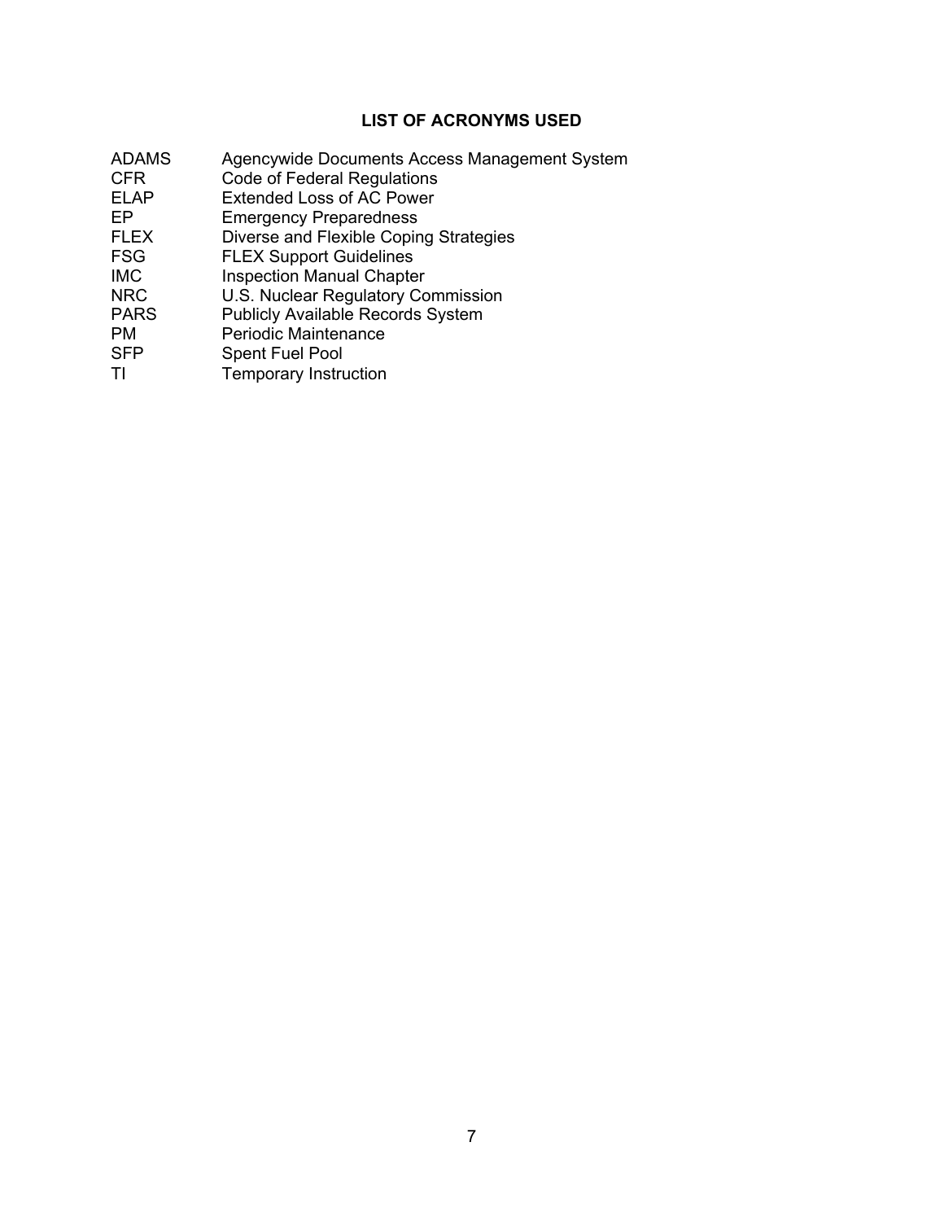## LIST OF ACRONYMS USED

| | |
|---|---|
| ADAMS | Agencywide Documents Access Management System |
| CFR | Code of Federal Regulations |
| ELAP | Extended Loss of AC Power |
| EP | Emergency Preparedness |
| FLEX | Diverse and Flexible Coping Strategies |
| FSG | FLEX Support Guidelines |
| IMC | Inspection Manual Chapter |
| NRC | U.S. Nuclear Regulatory Commission |
| PARS | Publicly Available Records System |
| PM | Periodic Maintenance |
| SFP | Spent Fuel Pool |
| TI | Temporary Instruction |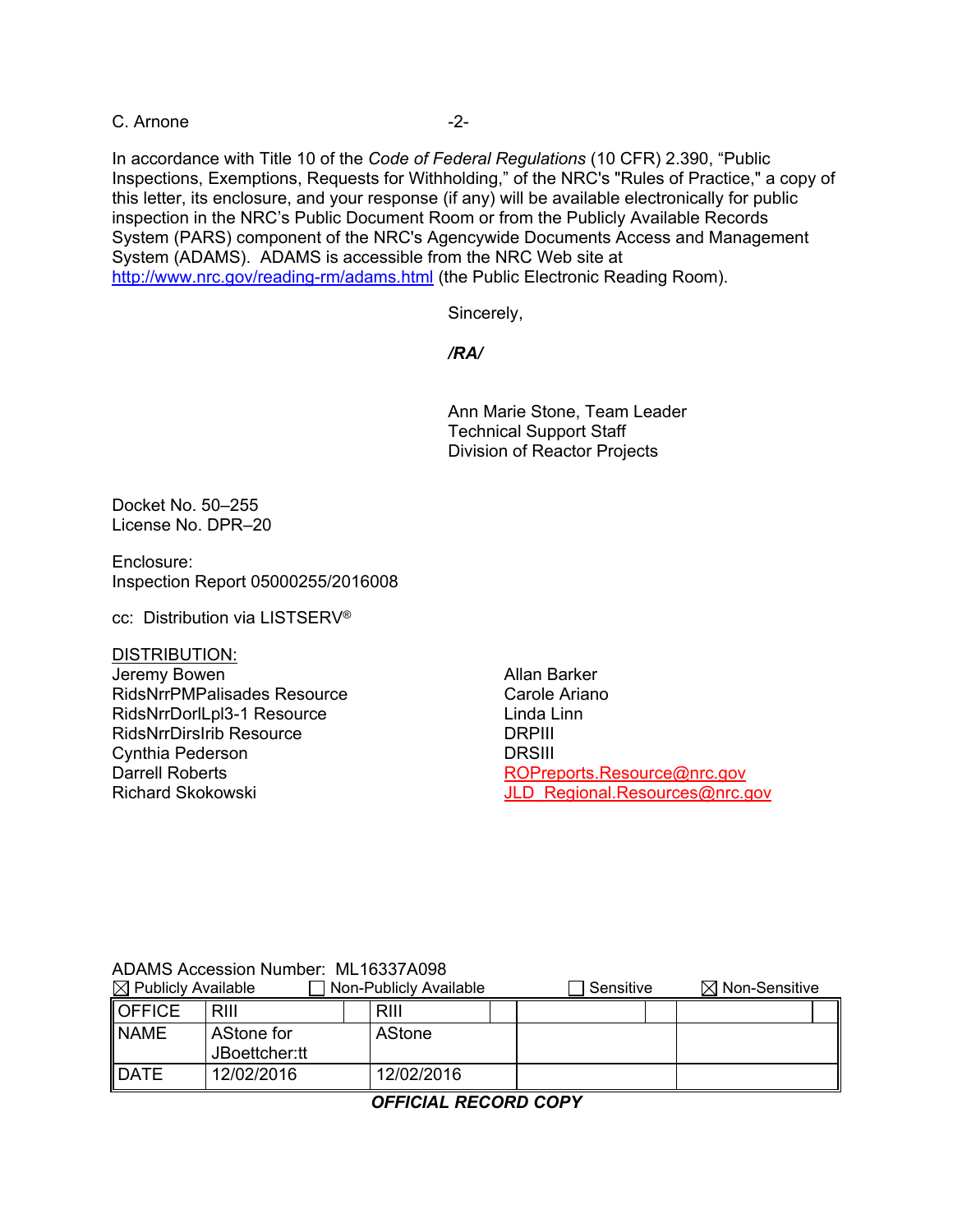C. Arnone

In accordance with Title 10 of the *Code of Federal Regulations* (10 CFR) 2.390, "Public Inspections, Exemptions, Requests for Withholding," of the NRC's "Rules of Practice," a copy of this letter, its enclosure, and your response (if any) will be available electronically for public inspection in the NRC's Public Document Room or from the Publicly Available Records System (PARS) component of the NRC's Agencywide Documents Access and Management System (ADAMS). ADAMS is accessible from the NRC Web site at http://www.nrc.gov/reading-rm/adams.html (the Public Electronic Reading Room).

Sincerely,

***/RA/***

Ann Marie Stone, Team Leader
Technical Support Staff
Division of Reactor Projects

Docket No. 50–255
License No. DPR–20

Enclosure:
Inspection Report 05000255/2016008

cc: Distribution via LISTSERV®

DISTRIBUTION:
Jeremy Bowen
RidsNrrPMPalisades Resource
RidsNrrDorlLpl3-1 Resource
RidsNrrDirsIrib Resource
Cynthia Pederson
Darrell Roberts
Richard Skokowski
Allan Barker
Carole Ariano
Linda Linn
DRPIII
DRSIII
ROPreports.Resource@nrc.gov
JLD_Regional.Resources@nrc.gov

ADAMS Accession Number: ML16337A098

☒ Publicly Available ☐ Non-Publicly Available ☐ Sensitive ☒ Non-Sensitive

| OFFICE | RIII | RIII | | |
|---|---|---|---|---|
| NAME | AStone for JBoettcher:tt | AStone | | |
| DATE | 12/02/2016 | 12/02/2016 | | |

***OFFICIAL RECORD COPY***